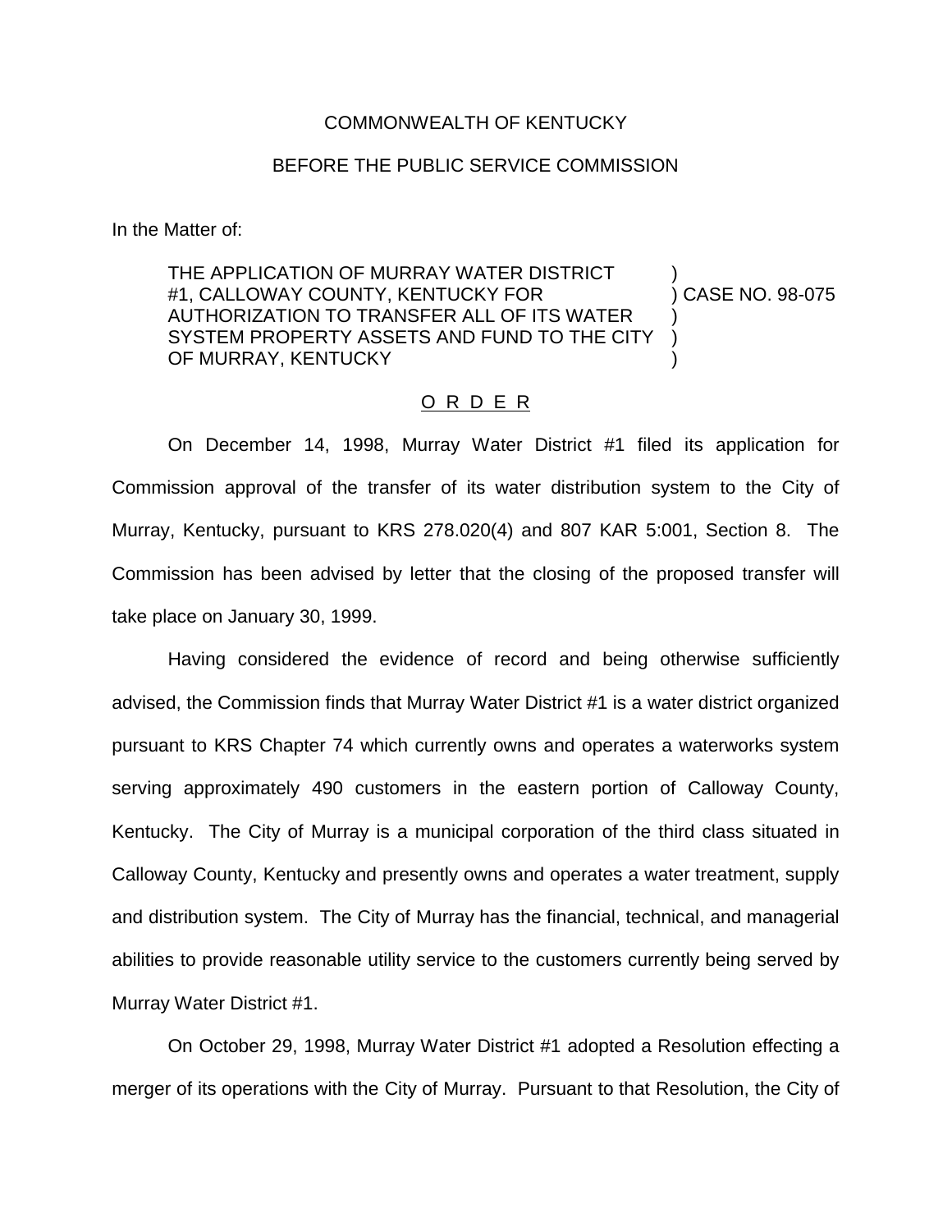COMMONWEALTH OF KENTUCKY

BEFORE THE PUBLIC SERVICE COMMISSION

In the Matter of:

THE APPLICATION OF MURRAY WATER DISTRICT #1, CALLOWAY COUNTY, KENTUCKY FOR AUTHORIZATION TO TRANSFER ALL OF ITS WATER SYSTEM PROPERTY ASSETS AND FUND TO THE CITY OF MURRAY, KENTUCKY ) CASE NO. 98-075

O R D E R

On December 14, 1998, Murray Water District #1 filed its application for Commission approval of the transfer of its water distribution system to the City of Murray, Kentucky, pursuant to KRS 278.020(4) and 807 KAR 5:001, Section 8. The Commission has been advised by letter that the closing of the proposed transfer will take place on January 30, 1999.

Having considered the evidence of record and being otherwise sufficiently advised, the Commission finds that Murray Water District #1 is a water district organized pursuant to KRS Chapter 74 which currently owns and operates a waterworks system serving approximately 490 customers in the eastern portion of Calloway County, Kentucky. The City of Murray is a municipal corporation of the third class situated in Calloway County, Kentucky and presently owns and operates a water treatment, supply and distribution system. The City of Murray has the financial, technical, and managerial abilities to provide reasonable utility service to the customers currently being served by Murray Water District #1.

On October 29, 1998, Murray Water District #1 adopted a Resolution effecting a merger of its operations with the City of Murray. Pursuant to that Resolution, the City of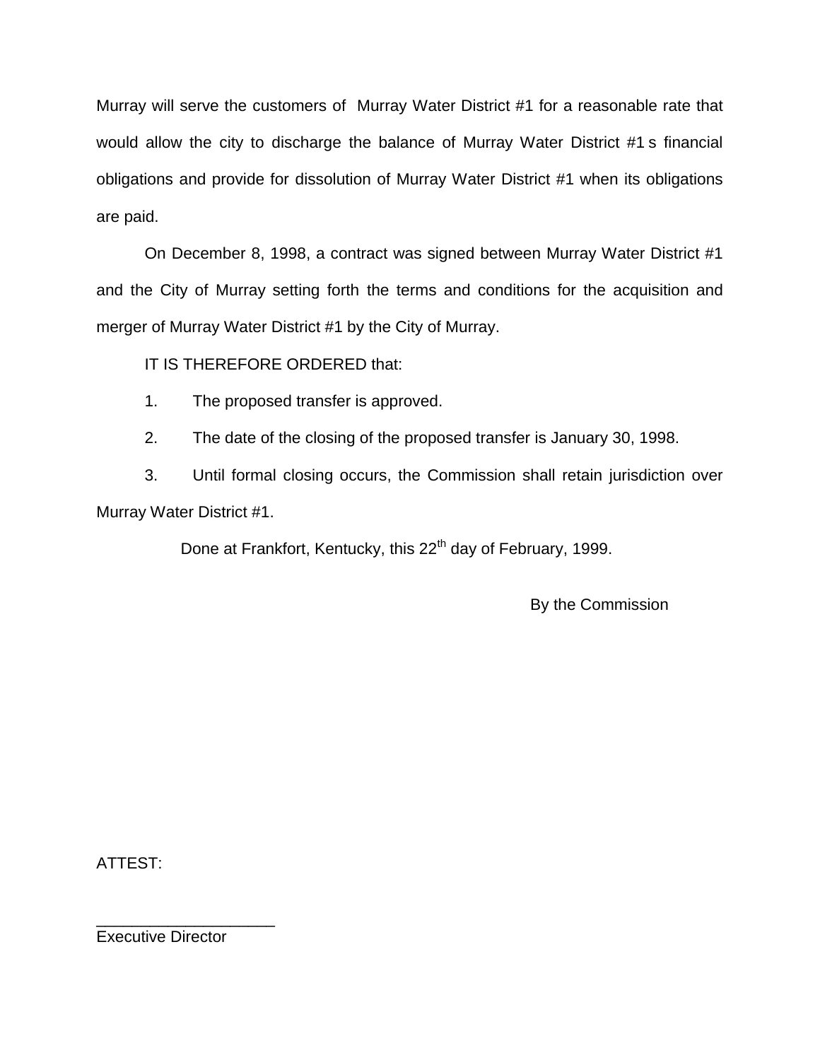Murray will serve the customers of Murray Water District #1 for a reasonable rate that would allow the city to discharge the balance of Murray Water District #1 s financial obligations and provide for dissolution of Murray Water District #1 when its obligations are paid.

On December 8, 1998, a contract was signed between Murray Water District #1 and the City of Murray setting forth the terms and conditions for the acquisition and merger of Murray Water District #1 by the City of Murray.

IT IS THEREFORE ORDERED that:

1. The proposed transfer is approved.

2. The date of the closing of the proposed transfer is January 30, 1998.

3. Until formal closing occurs, the Commission shall retain jurisdiction over Murray Water District #1.

Done at Frankfort, Kentucky, this 22nd day of February, 1999.

By the Commission

ATTEST:

\_\_\_\_\_\_\_\_\_\_\_\_\_\_\_\_\_\_\_\_

Executive Director